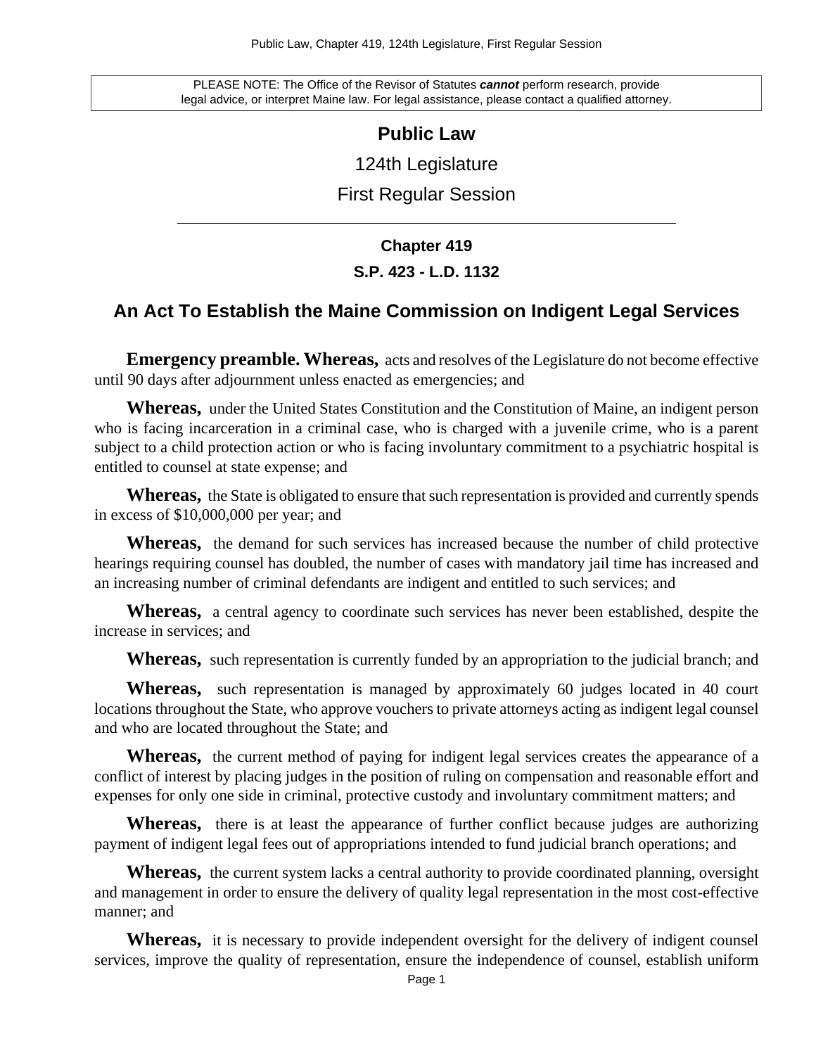PLEASE NOTE: The Office of the Revisor of Statutes ***cannot*** perform research, provide legal advice, or interpret Maine law. For legal assistance, please contact a qualified attorney.

# Public Law

## 124th Legislature

## First Regular Session

### Chapter 419

### S.P. 423 - L.D. 1132

## An Act To Establish the Maine Commission on Indigent Legal Services

**Emergency preamble. Whereas,** acts and resolves of the Legislature do not become effective until 90 days after adjournment unless enacted as emergencies; and

**Whereas,** under the United States Constitution and the Constitution of Maine, an indigent person who is facing incarceration in a criminal case, who is charged with a juvenile crime, who is a parent subject to a child protection action or who is facing involuntary commitment to a psychiatric hospital is entitled to counsel at state expense; and

**Whereas,** the State is obligated to ensure that such representation is provided and currently spends in excess of $10,000,000 per year; and

**Whereas,** the demand for such services has increased because the number of child protective hearings requiring counsel has doubled, the number of cases with mandatory jail time has increased and an increasing number of criminal defendants are indigent and entitled to such services; and

**Whereas,** a central agency to coordinate such services has never been established, despite the increase in services; and

**Whereas,** such representation is currently funded by an appropriation to the judicial branch; and

**Whereas,** such representation is managed by approximately 60 judges located in 40 court locations throughout the State, who approve vouchers to private attorneys acting as indigent legal counsel and who are located throughout the State; and

**Whereas,** the current method of paying for indigent legal services creates the appearance of a conflict of interest by placing judges in the position of ruling on compensation and reasonable effort and expenses for only one side in criminal, protective custody and involuntary commitment matters; and

**Whereas,** there is at least the appearance of further conflict because judges are authorizing payment of indigent legal fees out of appropriations intended to fund judicial branch operations; and

**Whereas,** the current system lacks a central authority to provide coordinated planning, oversight and management in order to ensure the delivery of quality legal representation in the most cost-effective manner; and

**Whereas,** it is necessary to provide independent oversight for the delivery of indigent counsel services, improve the quality of representation, ensure the independence of counsel, establish uniform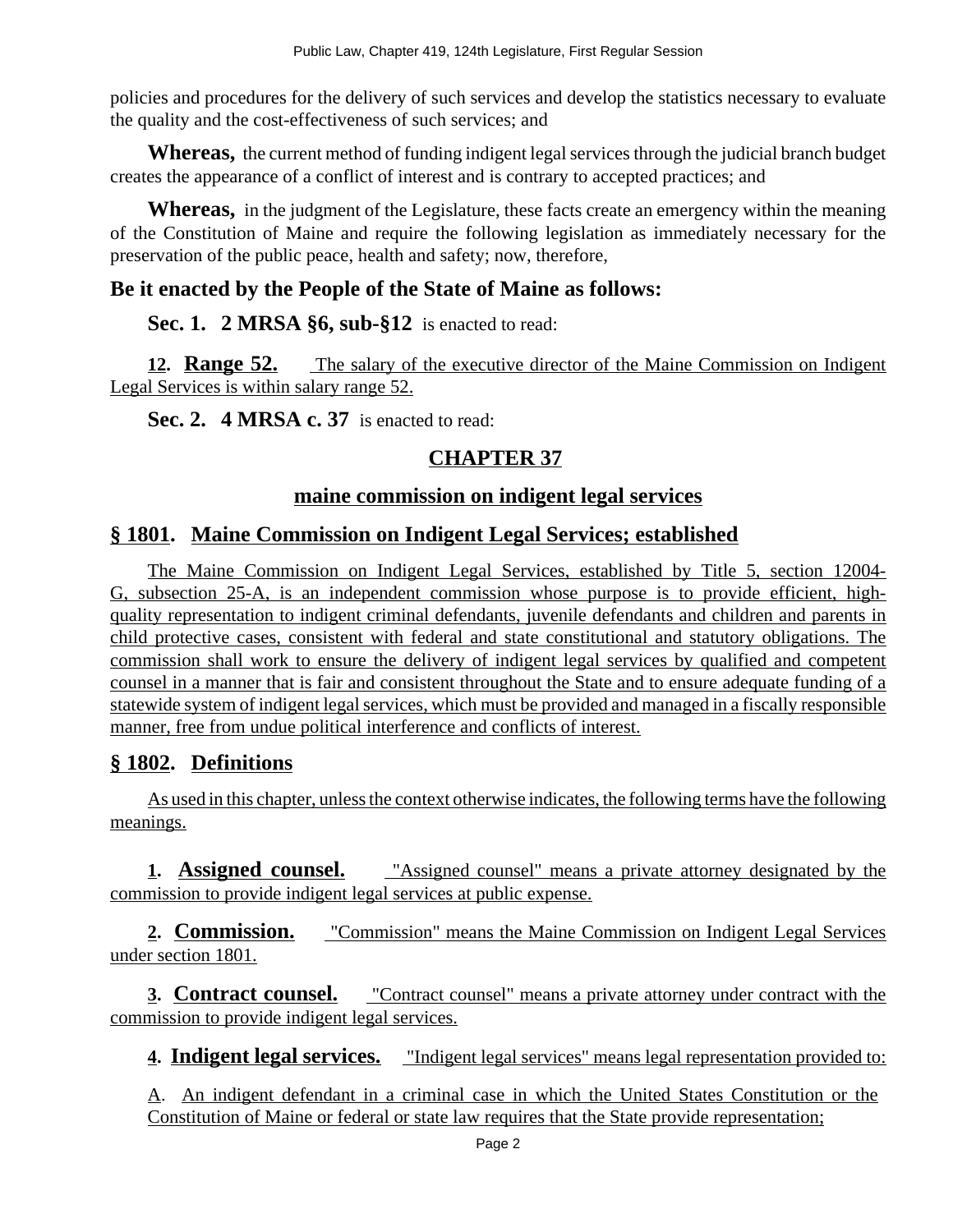policies and procedures for the delivery of such services and develop the statistics necessary to evaluate the quality and the cost-effectiveness of such services; and

**Whereas,** the current method of funding indigent legal services through the judicial branch budget creates the appearance of a conflict of interest and is contrary to accepted practices; and

**Whereas,** in the judgment of the Legislature, these facts create an emergency within the meaning of the Constitution of Maine and require the following legislation as immediately necessary for the preservation of the public peace, health and safety; now, therefore,

## Be it enacted by the People of the State of Maine as follows:

**Sec. 1. 2 MRSA §6, sub-§12** is enacted to read:

**12. Range 52.** The salary of the executive director of the Maine Commission on Indigent Legal Services is within salary range 52.

**Sec. 2. 4 MRSA c. 37** is enacted to read:

## CHAPTER 37

## maine commission on indigent legal services

### § 1801. Maine Commission on Indigent Legal Services; established

The Maine Commission on Indigent Legal Services, established by Title 5, section 12004-G, subsection 25-A, is an independent commission whose purpose is to provide efficient, high-quality representation to indigent criminal defendants, juvenile defendants and children and parents in child protective cases, consistent with federal and state constitutional and statutory obligations. The commission shall work to ensure the delivery of indigent legal services by qualified and competent counsel in a manner that is fair and consistent throughout the State and to ensure adequate funding of a statewide system of indigent legal services, which must be provided and managed in a fiscally responsible manner, free from undue political interference and conflicts of interest.

### § 1802. Definitions

As used in this chapter, unless the context otherwise indicates, the following terms have the following meanings.

**1. Assigned counsel.** "Assigned counsel" means a private attorney designated by the commission to provide indigent legal services at public expense.

**2. Commission.** "Commission" means the Maine Commission on Indigent Legal Services under section 1801.

**3. Contract counsel.** "Contract counsel" means a private attorney under contract with the commission to provide indigent legal services.

**4. Indigent legal services.** "Indigent legal services" means legal representation provided to:

A. An indigent defendant in a criminal case in which the United States Constitution or the Constitution of Maine or federal or state law requires that the State provide representation;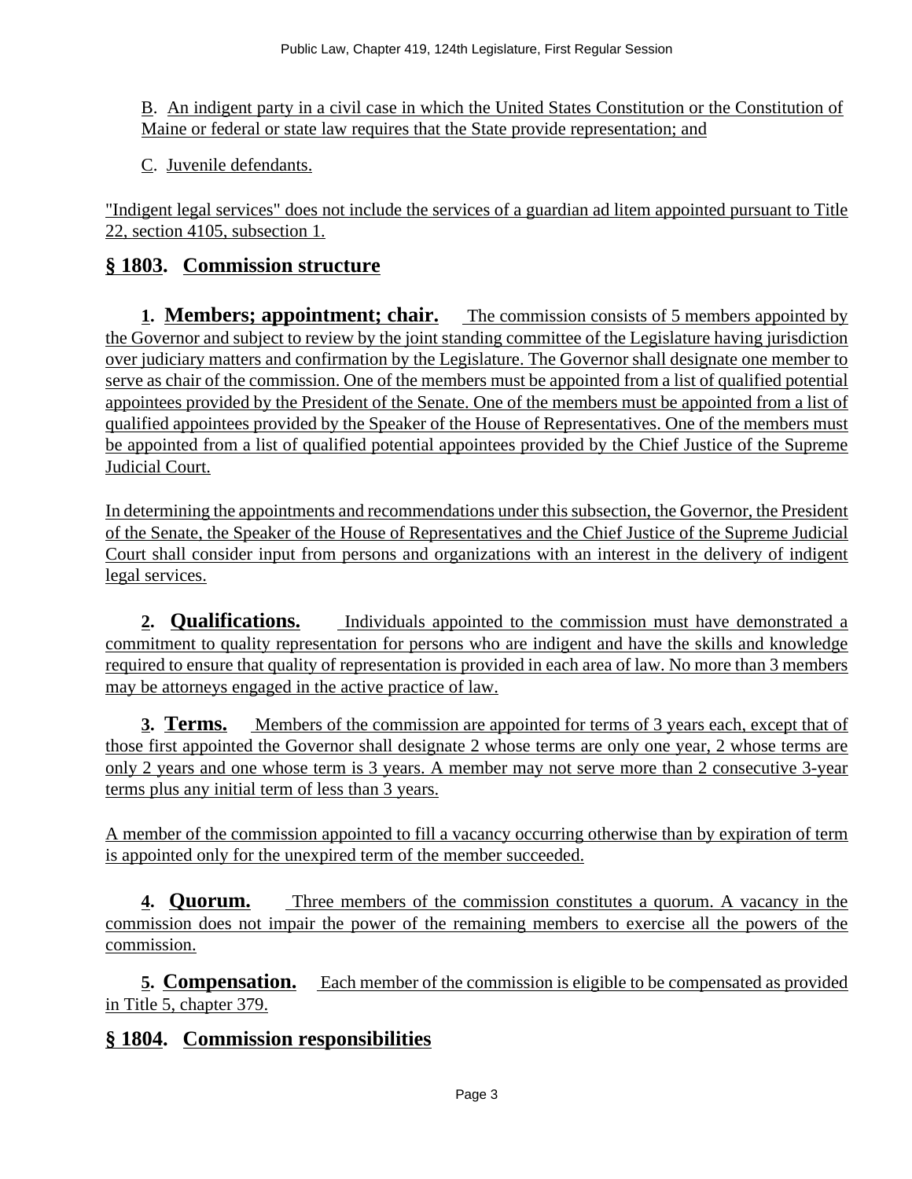B. An indigent party in a civil case in which the United States Constitution or the Constitution of Maine or federal or state law requires that the State provide representation; and

C. Juvenile defendants.

"Indigent legal services" does not include the services of a guardian ad litem appointed pursuant to Title 22, section 4105, subsection 1.

## § 1803. Commission structure

**1. Members; appointment; chair.** The commission consists of 5 members appointed by the Governor and subject to review by the joint standing committee of the Legislature having jurisdiction over judiciary matters and confirmation by the Legislature. The Governor shall designate one member to serve as chair of the commission. One of the members must be appointed from a list of qualified potential appointees provided by the President of the Senate. One of the members must be appointed from a list of qualified appointees provided by the Speaker of the House of Representatives. One of the members must be appointed from a list of qualified potential appointees provided by the Chief Justice of the Supreme Judicial Court.

In determining the appointments and recommendations under this subsection, the Governor, the President of the Senate, the Speaker of the House of Representatives and the Chief Justice of the Supreme Judicial Court shall consider input from persons and organizations with an interest in the delivery of indigent legal services.

**2. Qualifications.** Individuals appointed to the commission must have demonstrated a commitment to quality representation for persons who are indigent and have the skills and knowledge required to ensure that quality of representation is provided in each area of law. No more than 3 members may be attorneys engaged in the active practice of law.

**3. Terms.** Members of the commission are appointed for terms of 3 years each, except that of those first appointed the Governor shall designate 2 whose terms are only one year, 2 whose terms are only 2 years and one whose term is 3 years. A member may not serve more than 2 consecutive 3-year terms plus any initial term of less than 3 years.

A member of the commission appointed to fill a vacancy occurring otherwise than by expiration of term is appointed only for the unexpired term of the member succeeded.

**4. Quorum.** Three members of the commission constitutes a quorum. A vacancy in the commission does not impair the power of the remaining members to exercise all the powers of the commission.

**5. Compensation.** Each member of the commission is eligible to be compensated as provided in Title 5, chapter 379.

## § 1804. Commission responsibilities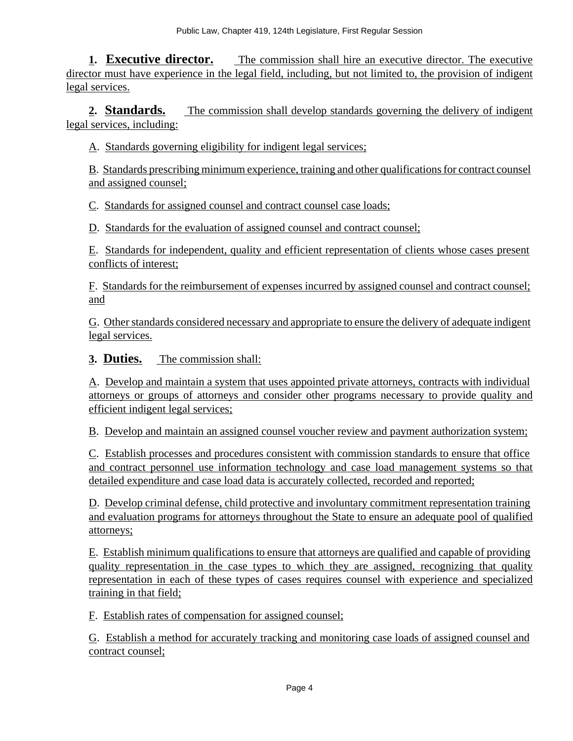**1. Executive director.** The commission shall hire an executive director. The executive director must have experience in the legal field, including, but not limited to, the provision of indigent legal services.

**2. Standards.** The commission shall develop standards governing the delivery of indigent legal services, including:

A. Standards governing eligibility for indigent legal services;

B. Standards prescribing minimum experience, training and other qualifications for contract counsel and assigned counsel;

C. Standards for assigned counsel and contract counsel case loads;

D. Standards for the evaluation of assigned counsel and contract counsel;

E. Standards for independent, quality and efficient representation of clients whose cases present conflicts of interest;

F. Standards for the reimbursement of expenses incurred by assigned counsel and contract counsel; and

G. Other standards considered necessary and appropriate to ensure the delivery of adequate indigent legal services.

**3. Duties.** The commission shall:

A. Develop and maintain a system that uses appointed private attorneys, contracts with individual attorneys or groups of attorneys and consider other programs necessary to provide quality and efficient indigent legal services;

B. Develop and maintain an assigned counsel voucher review and payment authorization system;

C. Establish processes and procedures consistent with commission standards to ensure that office and contract personnel use information technology and case load management systems so that detailed expenditure and case load data is accurately collected, recorded and reported;

D. Develop criminal defense, child protective and involuntary commitment representation training and evaluation programs for attorneys throughout the State to ensure an adequate pool of qualified attorneys;

E. Establish minimum qualifications to ensure that attorneys are qualified and capable of providing quality representation in the case types to which they are assigned, recognizing that quality representation in each of these types of cases requires counsel with experience and specialized training in that field;

F. Establish rates of compensation for assigned counsel;

G. Establish a method for accurately tracking and monitoring case loads of assigned counsel and contract counsel;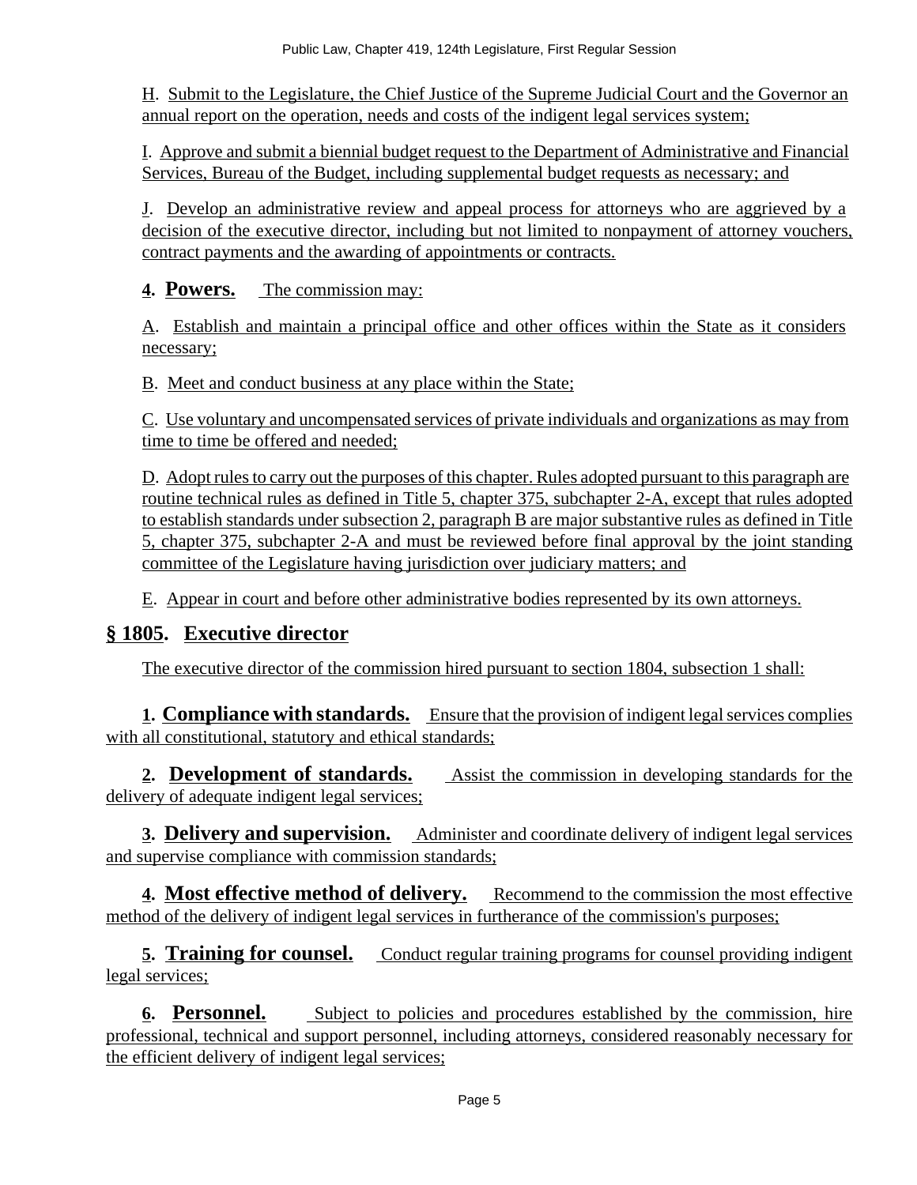H. Submit to the Legislature, the Chief Justice of the Supreme Judicial Court and the Governor an annual report on the operation, needs and costs of the indigent legal services system;

I. Approve and submit a biennial budget request to the Department of Administrative and Financial Services, Bureau of the Budget, including supplemental budget requests as necessary; and

J. Develop an administrative review and appeal process for attorneys who are aggrieved by a decision of the executive director, including but not limited to nonpayment of attorney vouchers, contract payments and the awarding of appointments or contracts.

**4. Powers.** The commission may:

A. Establish and maintain a principal office and other offices within the State as it considers necessary;

B. Meet and conduct business at any place within the State;

C. Use voluntary and uncompensated services of private individuals and organizations as may from time to time be offered and needed;

D. Adopt rules to carry out the purposes of this chapter. Rules adopted pursuant to this paragraph are routine technical rules as defined in Title 5, chapter 375, subchapter 2-A, except that rules adopted to establish standards under subsection 2, paragraph B are major substantive rules as defined in Title 5, chapter 375, subchapter 2-A and must be reviewed before final approval by the joint standing committee of the Legislature having jurisdiction over judiciary matters; and

E. Appear in court and before other administrative bodies represented by its own attorneys.

## § 1805. Executive director

The executive director of the commission hired pursuant to section 1804, subsection 1 shall:

**1. Compliance with standards.** Ensure that the provision of indigent legal services complies with all constitutional, statutory and ethical standards;

**2. Development of standards.** Assist the commission in developing standards for the delivery of adequate indigent legal services;

**3. Delivery and supervision.** Administer and coordinate delivery of indigent legal services and supervise compliance with commission standards;

**4. Most effective method of delivery.** Recommend to the commission the most effective method of the delivery of indigent legal services in furtherance of the commission's purposes;

**5. Training for counsel.** Conduct regular training programs for counsel providing indigent legal services;

**6. Personnel.** Subject to policies and procedures established by the commission, hire professional, technical and support personnel, including attorneys, considered reasonably necessary for the efficient delivery of indigent legal services;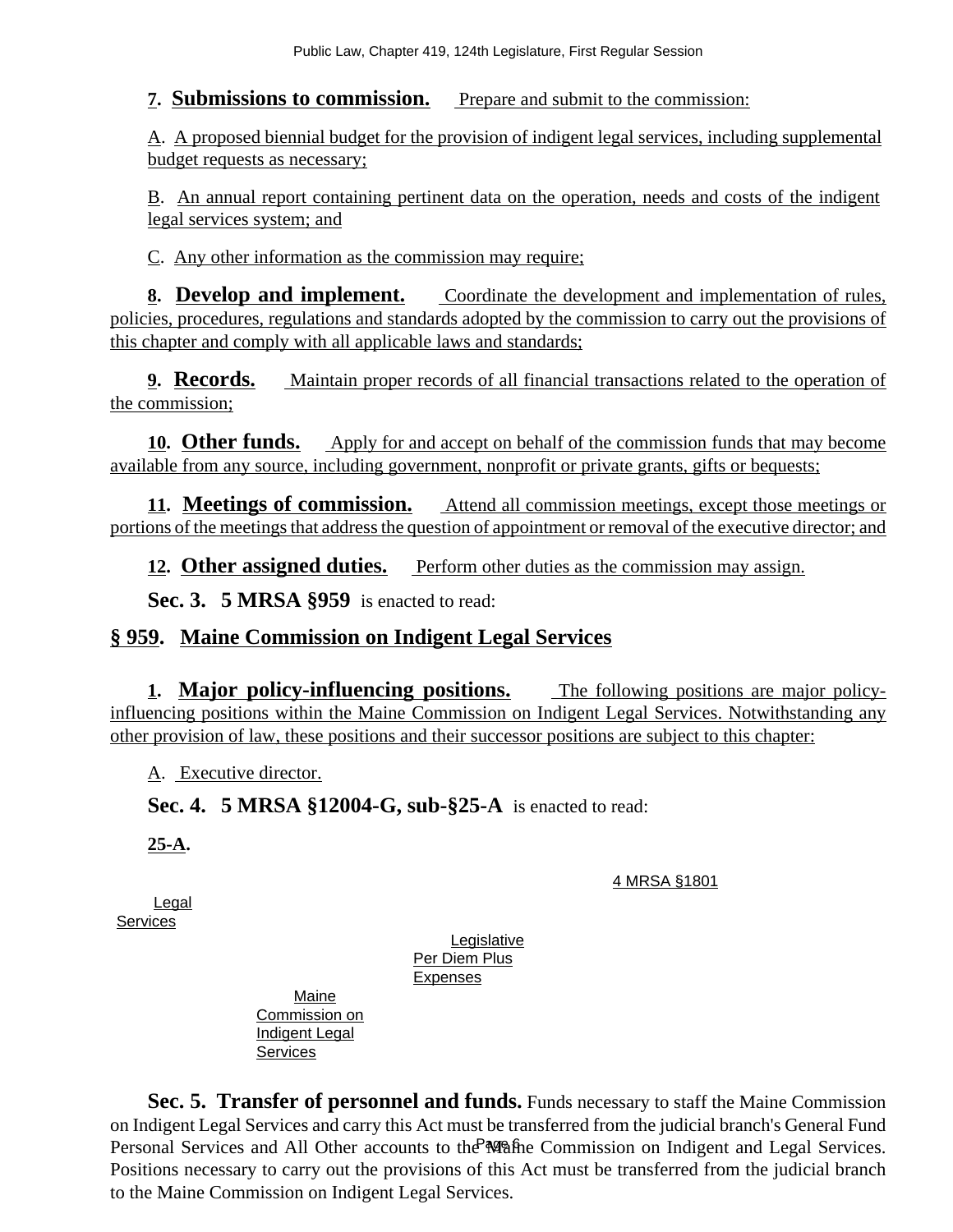**7. Submissions to commission.** Prepare and submit to the commission:

A. A proposed biennial budget for the provision of indigent legal services, including supplemental budget requests as necessary;

B. An annual report containing pertinent data on the operation, needs and costs of the indigent legal services system; and

C. Any other information as the commission may require;

**8. Develop and implement.** Coordinate the development and implementation of rules, policies, procedures, regulations and standards adopted by the commission to carry out the provisions of this chapter and comply with all applicable laws and standards;

**9. Records.** Maintain proper records of all financial transactions related to the operation of the commission;

**10. Other funds.** Apply for and accept on behalf of the commission funds that may become available from any source, including government, nonprofit or private grants, gifts or bequests;

**11. Meetings of commission.** Attend all commission meetings, except those meetings or portions of the meetings that address the question of appointment or removal of the executive director; and

**12. Other assigned duties.** Perform other duties as the commission may assign.

**Sec. 3. 5 MRSA §959** is enacted to read:

## § 959. Maine Commission on Indigent Legal Services

**1. Major policy-influencing positions.** The following positions are major policy-influencing positions within the Maine Commission on Indigent Legal Services. Notwithstanding any other provision of law, these positions and their successor positions are subject to this chapter:

A. Executive director.

**Sec. 4. 5 MRSA §12004-G, sub-§25-A** is enacted to read:

**25-A.**

| | | | |
|---|---|---|---|
| Legal Services | Maine Commission on Indigent Legal Services | Legislative Per Diem Plus Expenses | 4 MRSA §1801 |

**Sec. 5. Transfer of personnel and funds.** Funds necessary to staff the Maine Commission on Indigent Legal Services and carry this Act must be transferred from the judicial branch's General Fund Personal Services and All Other accounts to the Maine Commission on Indigent and Legal Services. Positions necessary to carry out the provisions of this Act must be transferred from the judicial branch to the Maine Commission on Indigent Legal Services.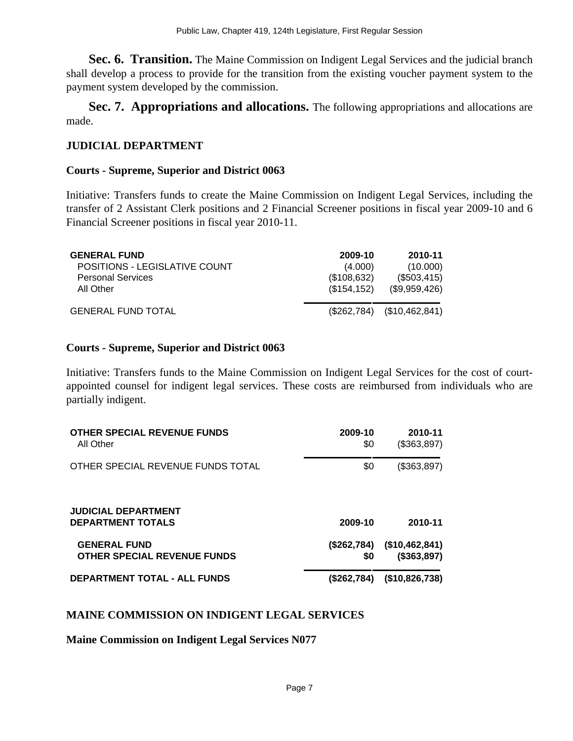**Sec. 6. Transition.** The Maine Commission on Indigent Legal Services and the judicial branch shall develop a process to provide for the transition from the existing voucher payment system to the payment system developed by the commission.

**Sec. 7. Appropriations and allocations.** The following appropriations and allocations are made.

**JUDICIAL DEPARTMENT**

**Courts - Supreme, Superior and District 0063**

Initiative: Transfers funds to create the Maine Commission on Indigent Legal Services, including the transfer of 2 Assistant Clerk positions and 2 Financial Screener positions in fiscal year 2009-10 and 6 Financial Screener positions in fiscal year 2010-11.

| GENERAL FUND | 2009-10 | 2010-11 |
|---|---|---|
| POSITIONS - LEGISLATIVE COUNT | (4.000) | (10.000) |
| Personal Services | ($108,632) | ($503,415) |
| All Other | ($154,152) | ($9,959,426) |
| GENERAL FUND TOTAL | ($262,784) | ($10,462,841) |

**Courts - Supreme, Superior and District 0063**

Initiative: Transfers funds to the Maine Commission on Indigent Legal Services for the cost of court-appointed counsel for indigent legal services. These costs are reimbursed from individuals who are partially indigent.

| OTHER SPECIAL REVENUE FUNDS | 2009-10 | 2010-11 |
|---|---|---|
| All Other | $0 | ($363,897) |
| OTHER SPECIAL REVENUE FUNDS TOTAL | $0 | ($363,897) |

| **JUDICIAL DEPARTMENT DEPARTMENT TOTALS** | **2009-10** | **2010-11** |
|---|---|---|
| **GENERAL FUND** | **($262,784)** | **($10,462,841)** |
| **OTHER SPECIAL REVENUE FUNDS** | **$0** | **($363,897)** |
| **DEPARTMENT TOTAL - ALL FUNDS** | **($262,784)** | **($10,826,738)** |

**MAINE COMMISSION ON INDIGENT LEGAL SERVICES**

**Maine Commission on Indigent Legal Services N077**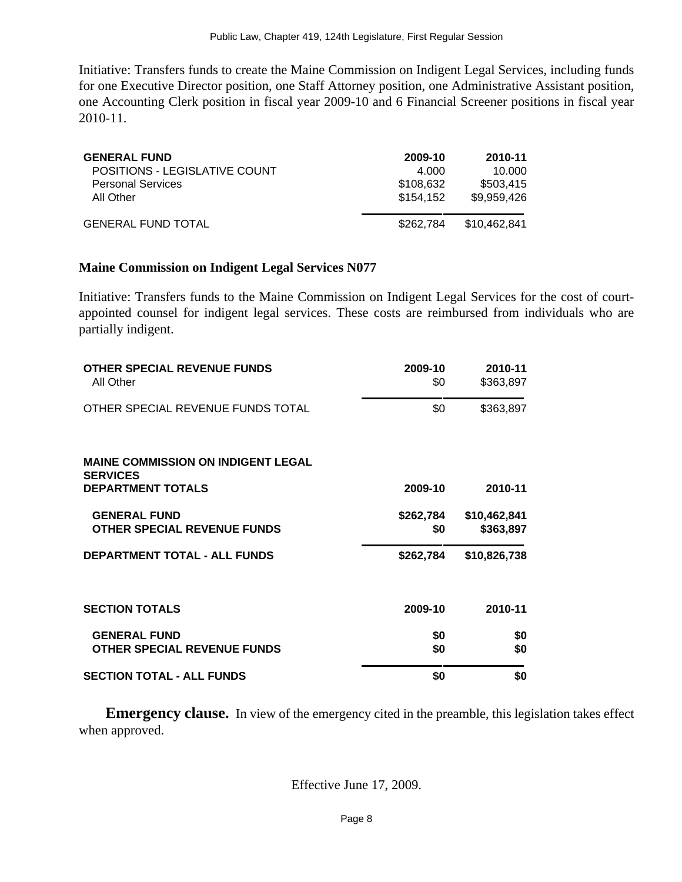Initiative: Transfers funds to create the Maine Commission on Indigent Legal Services, including funds for one Executive Director position, one Staff Attorney position, one Administrative Assistant position, one Accounting Clerk position in fiscal year 2009-10 and 6 Financial Screener positions in fiscal year 2010-11.

| GENERAL FUND | 2009-10 | 2010-11 |
|---|---|---|
| POSITIONS - LEGISLATIVE COUNT | 4.000 | 10.000 |
| Personal Services | $108,632 | $503,415 |
| All Other | $154,152 | $9,959,426 |
| GENERAL FUND TOTAL | $262,784 | $10,462,841 |

**Maine Commission on Indigent Legal Services N077**

Initiative: Transfers funds to the Maine Commission on Indigent Legal Services for the cost of court-appointed counsel for indigent legal services. These costs are reimbursed from individuals who are partially indigent.

| OTHER SPECIAL REVENUE FUNDS | 2009-10 | 2010-11 |
|---|---|---|
| All Other | $0 | $363,897 |
| OTHER SPECIAL REVENUE FUNDS TOTAL | $0 | $363,897 |

| MAINE COMMISSION ON INDIGENT LEGAL SERVICES DEPARTMENT TOTALS | 2009-10 | 2010-11 |
|---|---|---|
| GENERAL FUND | $262,784 | $10,462,841 |
| OTHER SPECIAL REVENUE FUNDS | $0 | $363,897 |
| DEPARTMENT TOTAL - ALL FUNDS | $262,784 | $10,826,738 |

| SECTION TOTALS | 2009-10 | 2010-11 |
|---|---|---|
| GENERAL FUND | $0 | $0 |
| OTHER SPECIAL REVENUE FUNDS | $0 | $0 |
| SECTION TOTAL - ALL FUNDS | $0 | $0 |

**Emergency clause.** In view of the emergency cited in the preamble, this legislation takes effect when approved.

Effective June 17, 2009.